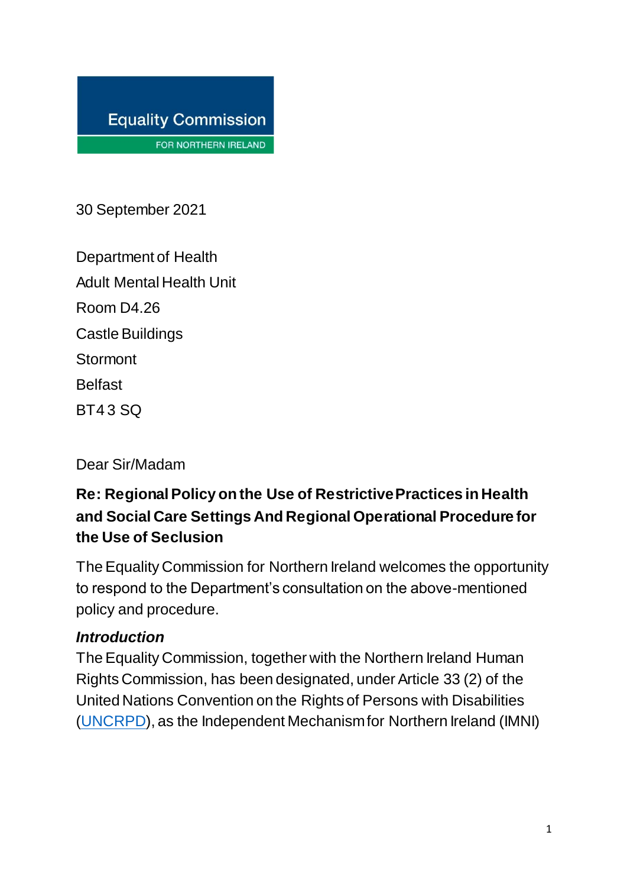Equality Commission

FOR NORTHERN IRELAND

30 September 2021

Department of Health
Adult Mental Health Unit
Room D4.26
Castle Buildings
Stormont
Belfast
BT4 3 SQ

Dear Sir/Madam

**Re: Regional Policy on the Use of Restrictive Practices in Health and Social Care Settings And Regional Operational Procedure for the Use of Seclusion**

The Equality Commission for Northern Ireland welcomes the opportunity to respond to the Department's consultation on the above-mentioned policy and procedure.

***Introduction***

The Equality Commission, together with the Northern Ireland Human Rights Commission, has been designated, under Article 33 (2) of the United Nations Convention on the Rights of Persons with Disabilities (UNCRPD), as the Independent Mechanism for Northern Ireland (IMNI)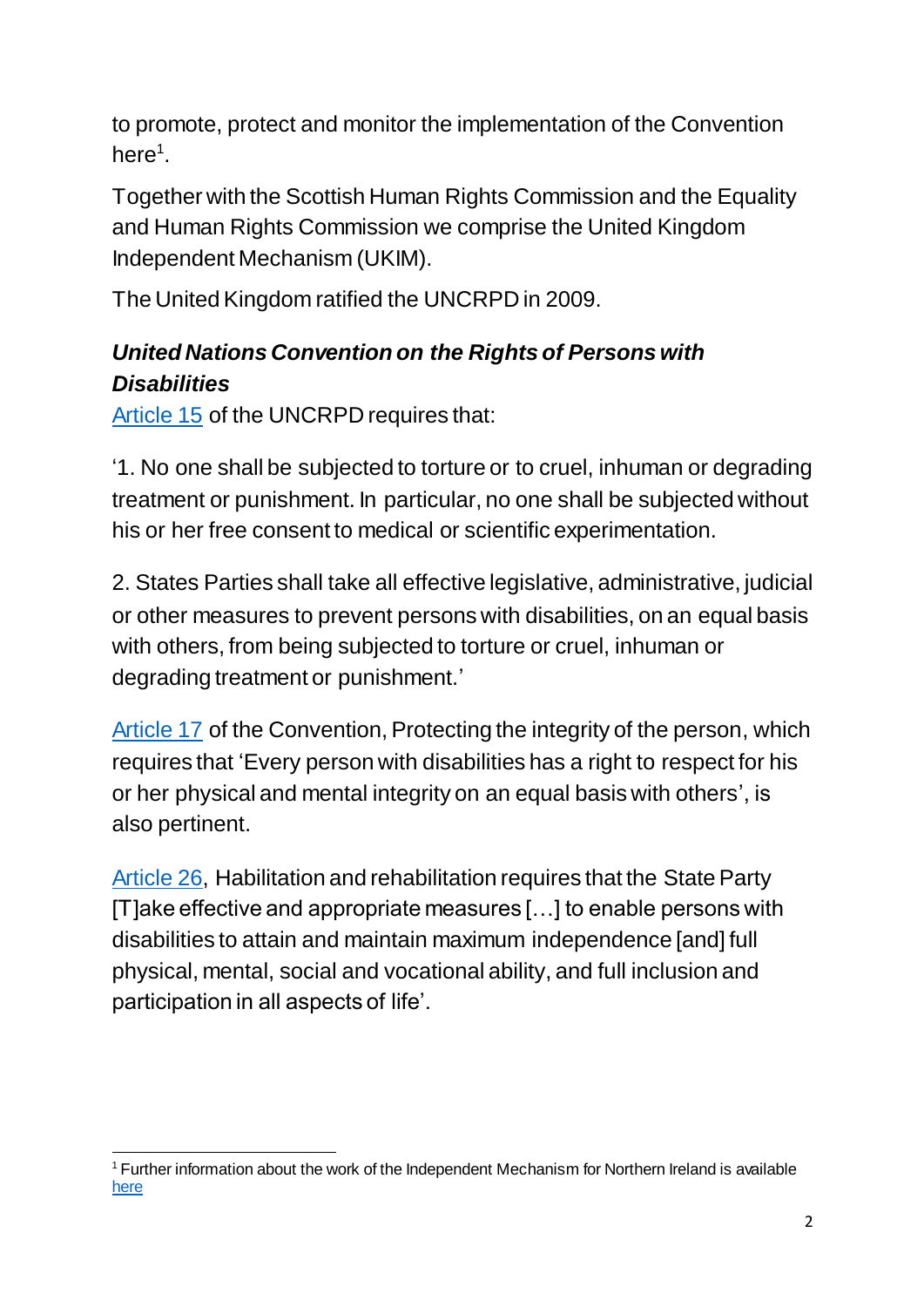to promote, protect and monitor the implementation of the Convention here[1].

Together with the Scottish Human Rights Commission and the Equality and Human Rights Commission we comprise the United Kingdom Independent Mechanism (UKIM).

The United Kingdom ratified the UNCRPD in 2009.

***United Nations Convention on the Rights of Persons with Disabilities***

Article 15 of the UNCRPD requires that:

'1. No one shall be subjected to torture or to cruel, inhuman or degrading treatment or punishment. In particular, no one shall be subjected without his or her free consent to medical or scientific experimentation.

2. States Parties shall take all effective legislative, administrative, judicial or other measures to prevent persons with disabilities, on an equal basis with others, from being subjected to torture or cruel, inhuman or degrading treatment or punishment.'

Article 17 of the Convention, Protecting the integrity of the person, which requires that 'Every person with disabilities has a right to respect for his or her physical and mental integrity on an equal basis with others', is also pertinent.

Article 26, Habilitation and rehabilitation requires that the State Party [T]ake effective and appropriate measures […] to enable persons with disabilities to attain and maintain maximum independence [and] full physical, mental, social and vocational ability, and full inclusion and participation in all aspects of life'.

---

[1] Further information about the work of the Independent Mechanism for Northern Ireland is available here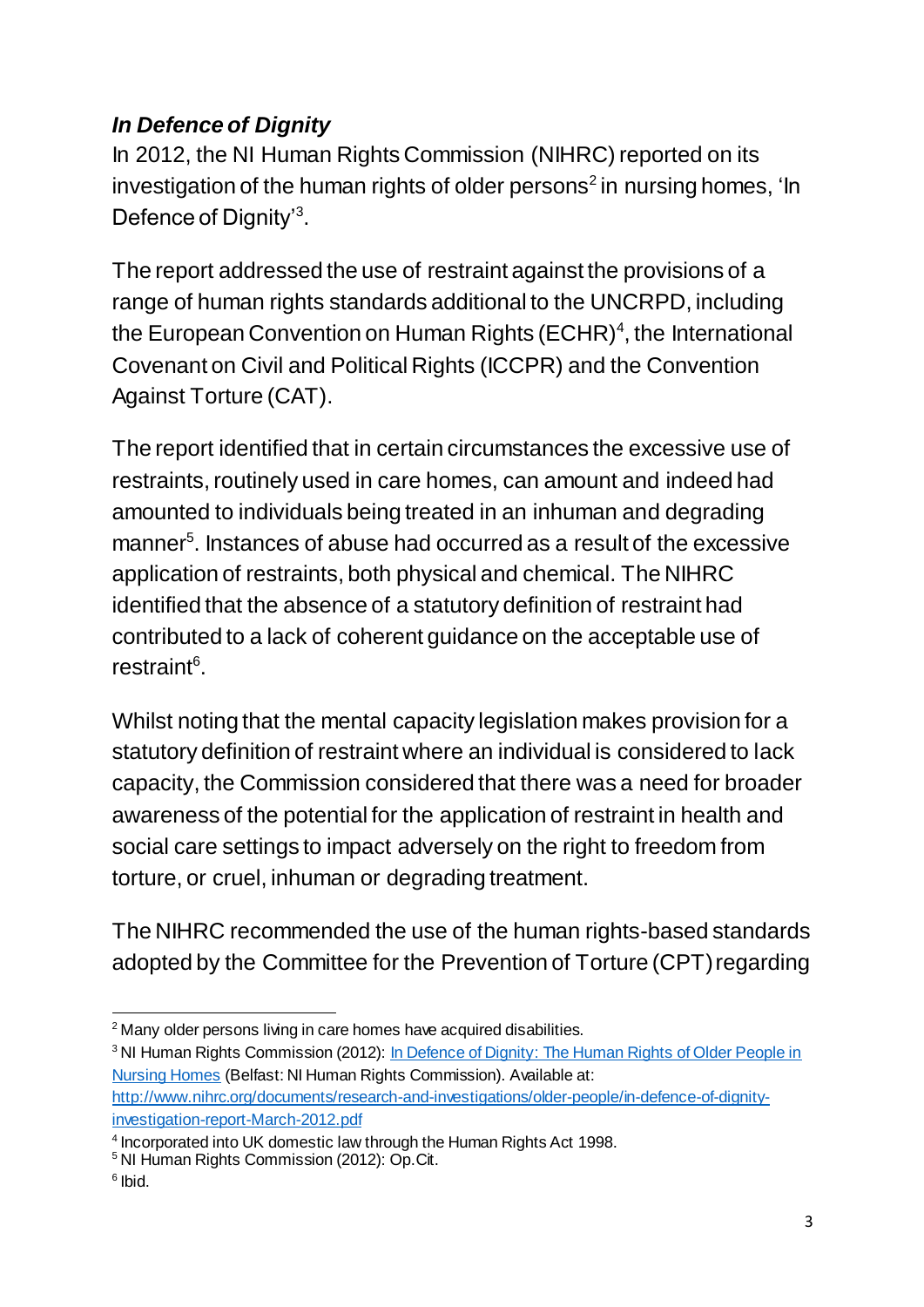### *In Defence of Dignity*

In 2012, the NI Human Rights Commission (NIHRC) reported on its investigation of the human rights of older persons[2] in nursing homes, 'In Defence of Dignity'[3].

The report addressed the use of restraint against the provisions of a range of human rights standards additional to the UNCRPD, including the European Convention on Human Rights (ECHR)[4], the International Covenant on Civil and Political Rights (ICCPR) and the Convention Against Torture (CAT).

The report identified that in certain circumstances the excessive use of restraints, routinely used in care homes, can amount and indeed had amounted to individuals being treated in an inhuman and degrading manner[5]. Instances of abuse had occurred as a result of the excessive application of restraints, both physical and chemical. The NIHRC identified that the absence of a statutory definition of restraint had contributed to a lack of coherent guidance on the acceptable use of restraint[6].

Whilst noting that the mental capacity legislation makes provision for a statutory definition of restraint where an individual is considered to lack capacity, the Commission considered that there was a need for broader awareness of the potential for the application of restraint in health and social care settings to impact adversely on the right to freedom from torture, or cruel, inhuman or degrading treatment.

The NIHRC recommended the use of the human rights-based standards adopted by the Committee for the Prevention of Torture (CPT) regarding

---

[2] Many older persons living in care homes have acquired disabilities.

[3] NI Human Rights Commission (2012): [In Defence of Dignity: The Human Rights of Older People in Nursing Homes](http://www.nihrc.org/documents/research-and-investigations/older-people/in-defence-of-dignity-investigation-report-March-2012.pdf) (Belfast: NI Human Rights Commission). Available at: http://www.nihrc.org/documents/research-and-investigations/older-people/in-defence-of-dignity-investigation-report-March-2012.pdf

[4] Incorporated into UK domestic law through the Human Rights Act 1998.

[5] NI Human Rights Commission (2012): Op.Cit.

[6] Ibid.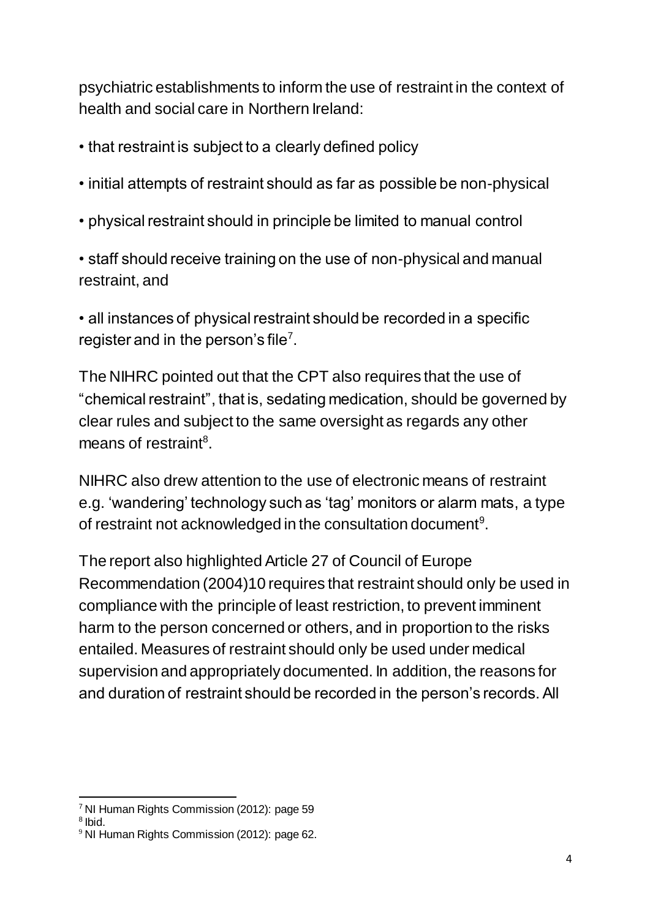psychiatric establishments to inform the use of restraint in the context of health and social care in Northern Ireland:

- that restraint is subject to a clearly defined policy
- initial attempts of restraint should as far as possible be non-physical
- physical restraint should in principle be limited to manual control
- staff should receive training on the use of non-physical and manual restraint, and
- all instances of physical restraint should be recorded in a specific register and in the person's file[7].

The NIHRC pointed out that the CPT also requires that the use of "chemical restraint", that is, sedating medication, should be governed by clear rules and subject to the same oversight as regards any other means of restraint[8].

NIHRC also drew attention to the use of electronic means of restraint e.g. 'wandering' technology such as 'tag' monitors or alarm mats, a type of restraint not acknowledged in the consultation document[9].

The report also highlighted Article 27 of Council of Europe Recommendation (2004)10 requires that restraint should only be used in compliance with the principle of least restriction, to prevent imminent harm to the person concerned or others, and in proportion to the risks entailed. Measures of restraint should only be used under medical supervision and appropriately documented. In addition, the reasons for and duration of restraint should be recorded in the person's records. All

---

[7] NI Human Rights Commission (2012): page 59

[8] Ibid.

[9] NI Human Rights Commission (2012): page 62.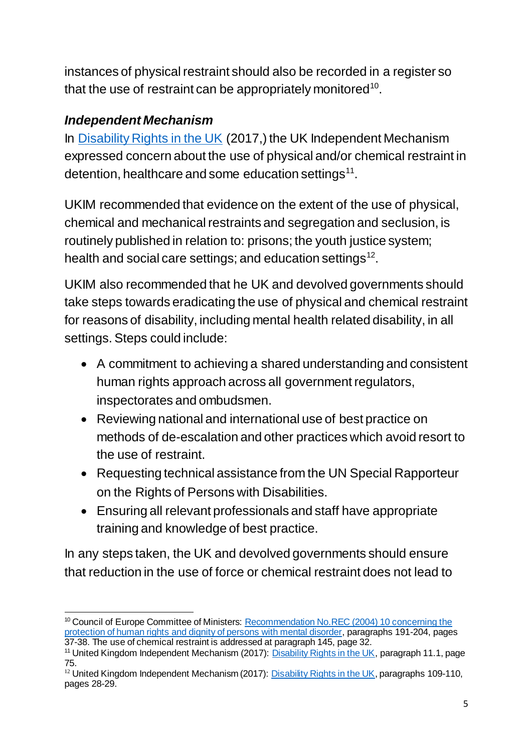instances of physical restraint should also be recorded in a register so that the use of restraint can be appropriately monitored[10].

### *Independent Mechanism*

In [Disability Rights in the UK] (2017,) the UK Independent Mechanism expressed concern about the use of physical and/or chemical restraint in detention, healthcare and some education settings[11].

UKIM recommended that evidence on the extent of the use of physical, chemical and mechanical restraints and segregation and seclusion, is routinely published in relation to: prisons; the youth justice system; health and social care settings; and education settings[12].

UKIM also recommended that he UK and devolved governments should take steps towards eradicating the use of physical and chemical restraint for reasons of disability, including mental health related disability, in all settings. Steps could include:

- A commitment to achieving a shared understanding and consistent human rights approach across all government regulators, inspectorates and ombudsmen.
- Reviewing national and international use of best practice on methods of de-escalation and other practices which avoid resort to the use of restraint.
- Requesting technical assistance from the UN Special Rapporteur on the Rights of Persons with Disabilities.
- Ensuring all relevant professionals and staff have appropriate training and knowledge of best practice.

In any steps taken, the UK and devolved governments should ensure that reduction in the use of force or chemical restraint does not lead to

---

[10] Council of Europe Committee of Ministers: [Recommendation No.REC (2004) 10 concerning the protection of human rights and dignity of persons with mental disorder], paragraphs 191-204, pages 37-38. The use of chemical restraint is addressed at paragraph 145, page 32.

[11] United Kingdom Independent Mechanism (2017): [Disability Rights in the UK], paragraph 11.1, page 75.

[12] United Kingdom Independent Mechanism (2017): [Disability Rights in the UK], paragraphs 109-110, pages 28-29.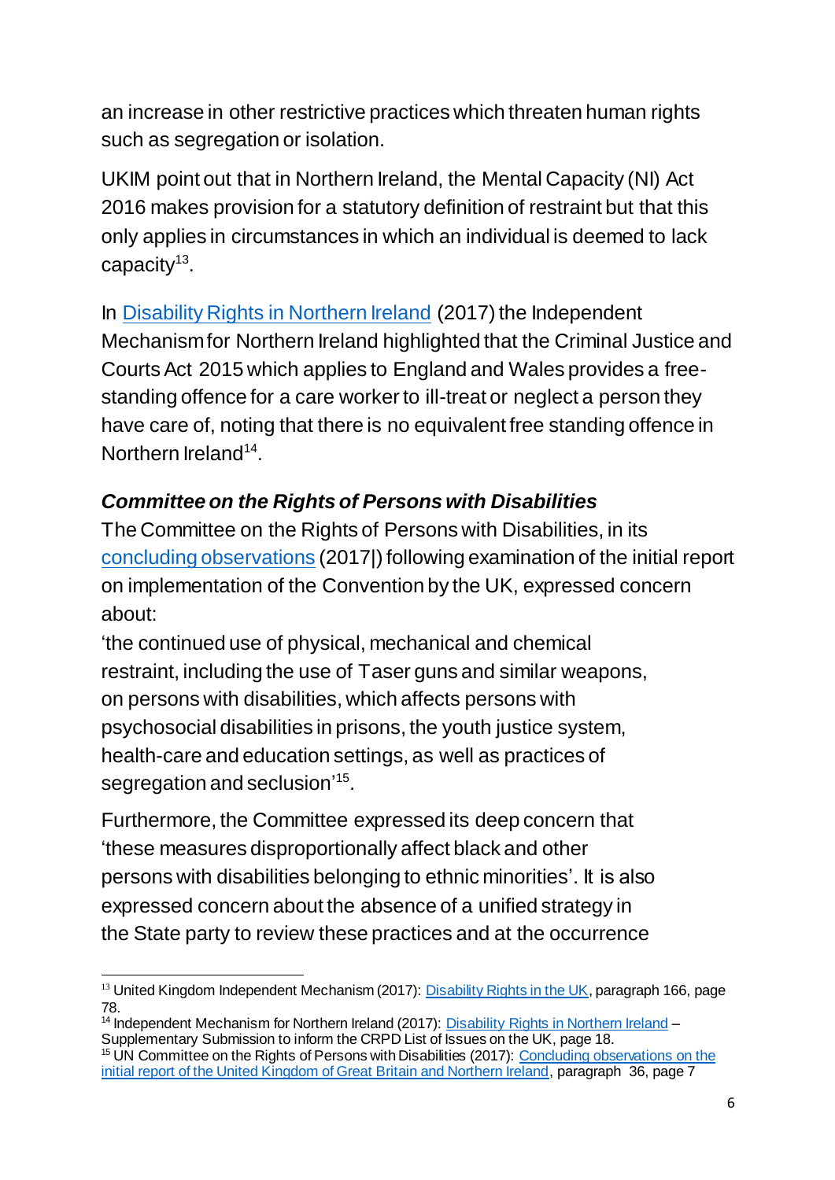an increase in other restrictive practices which threaten human rights such as segregation or isolation.

UKIM point out that in Northern Ireland, the Mental Capacity (NI) Act 2016 makes provision for a statutory definition of restraint but that this only applies in circumstances in which an individual is deemed to lack capacity[13].

In Disability Rights in Northern Ireland (2017) the Independent Mechanism for Northern Ireland highlighted that the Criminal Justice and Courts Act 2015 which applies to England and Wales provides a free-standing offence for a care worker to ill-treat or neglect a person they have care of, noting that there is no equivalent free standing offence in Northern Ireland[14].

### *Committee on the Rights of Persons with Disabilities*

The Committee on the Rights of Persons with Disabilities, in its concluding observations (2017|) following examination of the initial report on implementation of the Convention by the UK, expressed concern about:

'the continued use of physical, mechanical and chemical restraint, including the use of Taser guns and similar weapons, on persons with disabilities, which affects persons with psychosocial disabilities in prisons, the youth justice system, health-care and education settings, as well as practices of segregation and seclusion'[15].

Furthermore, the Committee expressed its deep concern that 'these measures disproportionally affect black and other persons with disabilities belonging to ethnic minorities'. It is also expressed concern about the absence of a unified strategy in the State party to review these practices and at the occurrence

---

[13] United Kingdom Independent Mechanism (2017): Disability Rights in the UK, paragraph 166, page 78.

[14] Independent Mechanism for Northern Ireland (2017): Disability Rights in Northern Ireland – Supplementary Submission to inform the CRPD List of Issues on the UK, page 18.

[15] UN Committee on the Rights of Persons with Disabilities (2017): Concluding observations on the initial report of the United Kingdom of Great Britain and Northern Ireland, paragraph 36, page 7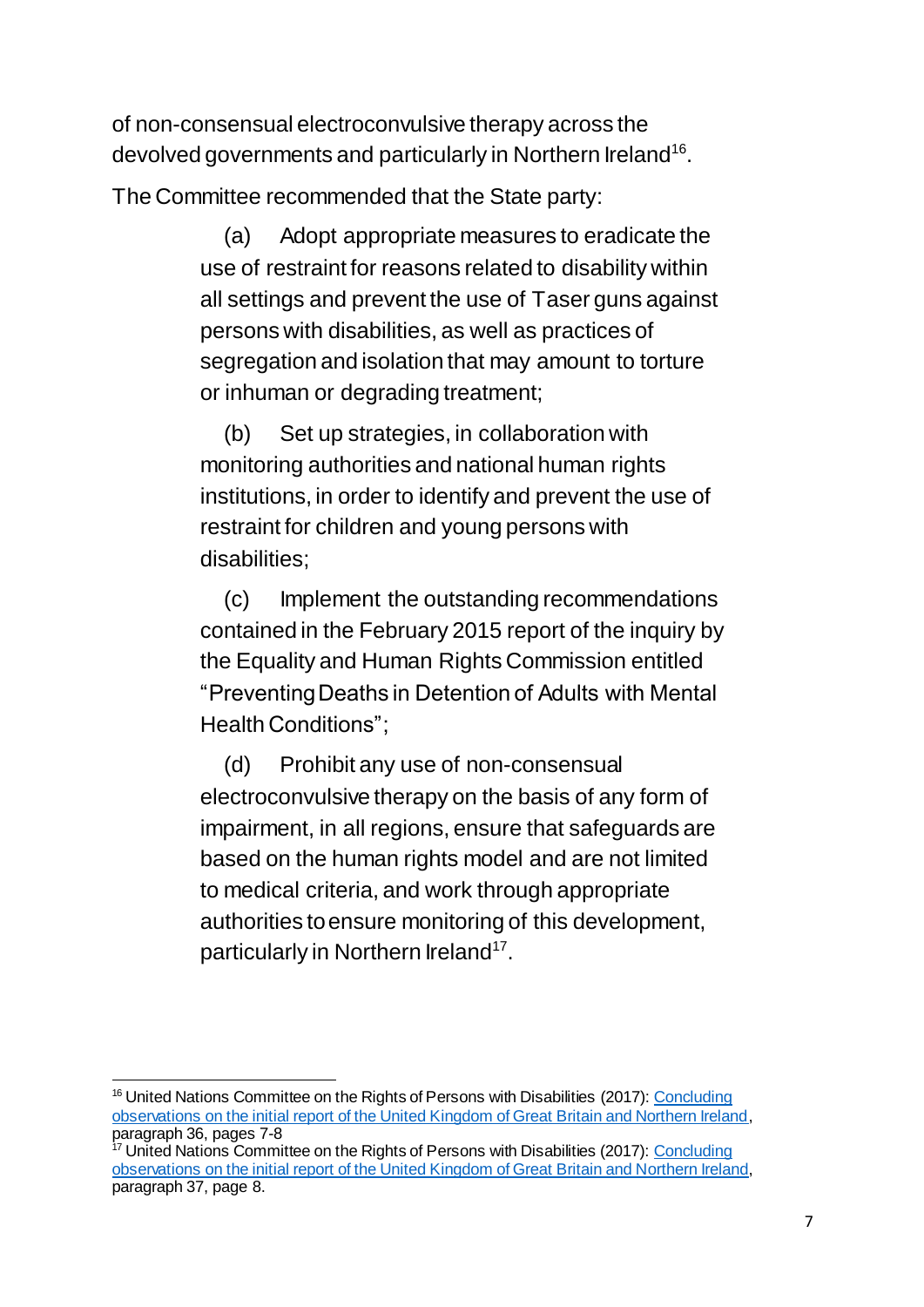of non-consensual electroconvulsive therapy across the devolved governments and particularly in Northern Ireland[16].

The Committee recommended that the State party:

> (a) Adopt appropriate measures to eradicate the use of restraint for reasons related to disability within all settings and prevent the use of Taser guns against persons with disabilities, as well as practices of segregation and isolation that may amount to torture or inhuman or degrading treatment;
>
> (b) Set up strategies, in collaboration with monitoring authorities and national human rights institutions, in order to identify and prevent the use of restraint for children and young persons with disabilities;
>
> (c) Implement the outstanding recommendations contained in the February 2015 report of the inquiry by the Equality and Human Rights Commission entitled "Preventing Deaths in Detention of Adults with Mental Health Conditions";
>
> (d) Prohibit any use of non-consensual electroconvulsive therapy on the basis of any form of impairment, in all regions, ensure that safeguards are based on the human rights model and are not limited to medical criteria, and work through appropriate authorities to ensure monitoring of this development, particularly in Northern Ireland[17].

---

[16] United Nations Committee on the Rights of Persons with Disabilities (2017): Concluding observations on the initial report of the United Kingdom of Great Britain and Northern Ireland, paragraph 36, pages 7-8

[17] United Nations Committee on the Rights of Persons with Disabilities (2017): Concluding observations on the initial report of the United Kingdom of Great Britain and Northern Ireland, paragraph 37, page 8.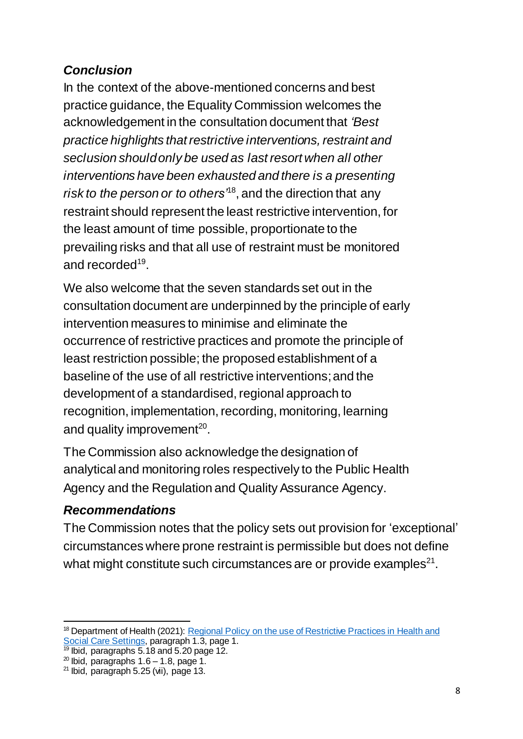### *Conclusion*

In the context of the above-mentioned concerns and best practice guidance, the Equality Commission welcomes the acknowledgement in the consultation document that *'Best practice highlights that restrictive interventions, restraint and seclusion should only be used as last resort when all other interventions have been exhausted and there is a presenting risk to the person or to others'*[18], and the direction that any restraint should represent the least restrictive intervention, for the least amount of time possible, proportionate to the prevailing risks and that all use of restraint must be monitored and recorded[19].

We also welcome that the seven standards set out in the consultation document are underpinned by the principle of early intervention measures to minimise and eliminate the occurrence of restrictive practices and promote the principle of least restriction possible; the proposed establishment of a baseline of the use of all restrictive interventions; and the development of a standardised, regional approach to recognition, implementation, recording, monitoring, learning and quality improvement[20].

The Commission also acknowledge the designation of analytical and monitoring roles respectively to the Public Health Agency and the Regulation and Quality Assurance Agency.

### *Recommendations*

The Commission notes that the policy sets out provision for 'exceptional' circumstances where prone restraint is permissible but does not define what might constitute such circumstances are or provide examples[21].

---

[18] Department of Health (2021): Regional Policy on the use of Restrictive Practices in Health and Social Care Settings, paragraph 1.3, page 1.

[19] Ibid, paragraphs 5.18 and 5.20 page 12.

[20] Ibid, paragraphs 1.6 – 1.8, page 1.

[21] Ibid, paragraph 5.25 (vii), page 13.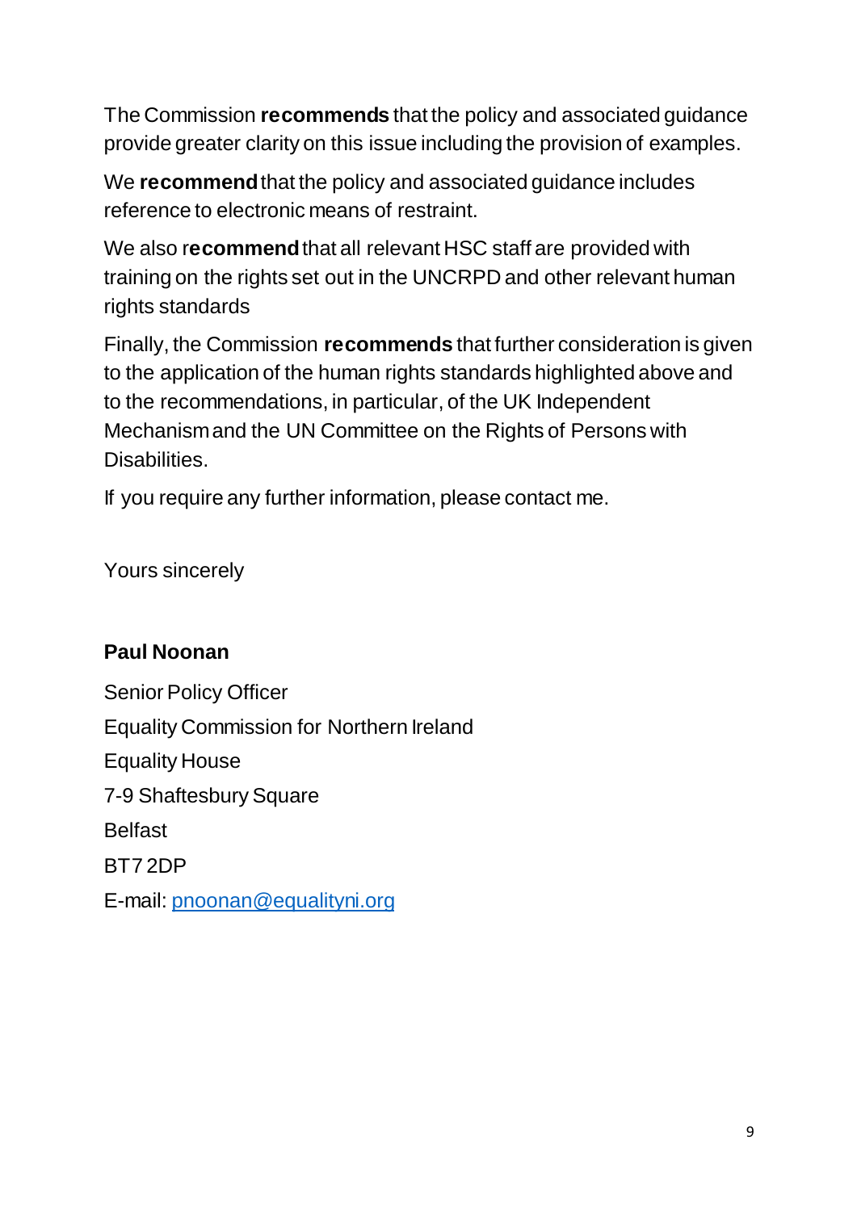The Commission **recommends** that the policy and associated guidance provide greater clarity on this issue including the provision of examples.

We **recommend** that the policy and associated guidance includes reference to electronic means of restraint.

We also r**ecommend** that all relevant HSC staff are provided with training on the rights set out in the UNCRPD and other relevant human rights standards

Finally, the Commission **recommends** that further consideration is given to the application of the human rights standards highlighted above and to the recommendations, in particular, of the UK Independent Mechanism and the UN Committee on the Rights of Persons with Disabilities.

If you require any further information, please contact me.

Yours sincerely

**Paul Noonan**

Senior Policy Officer

Equality Commission for Northern Ireland

Equality House

7-9 Shaftesbury Square

Belfast

BT7 2DP

E-mail: pnoonan@equalityni.org